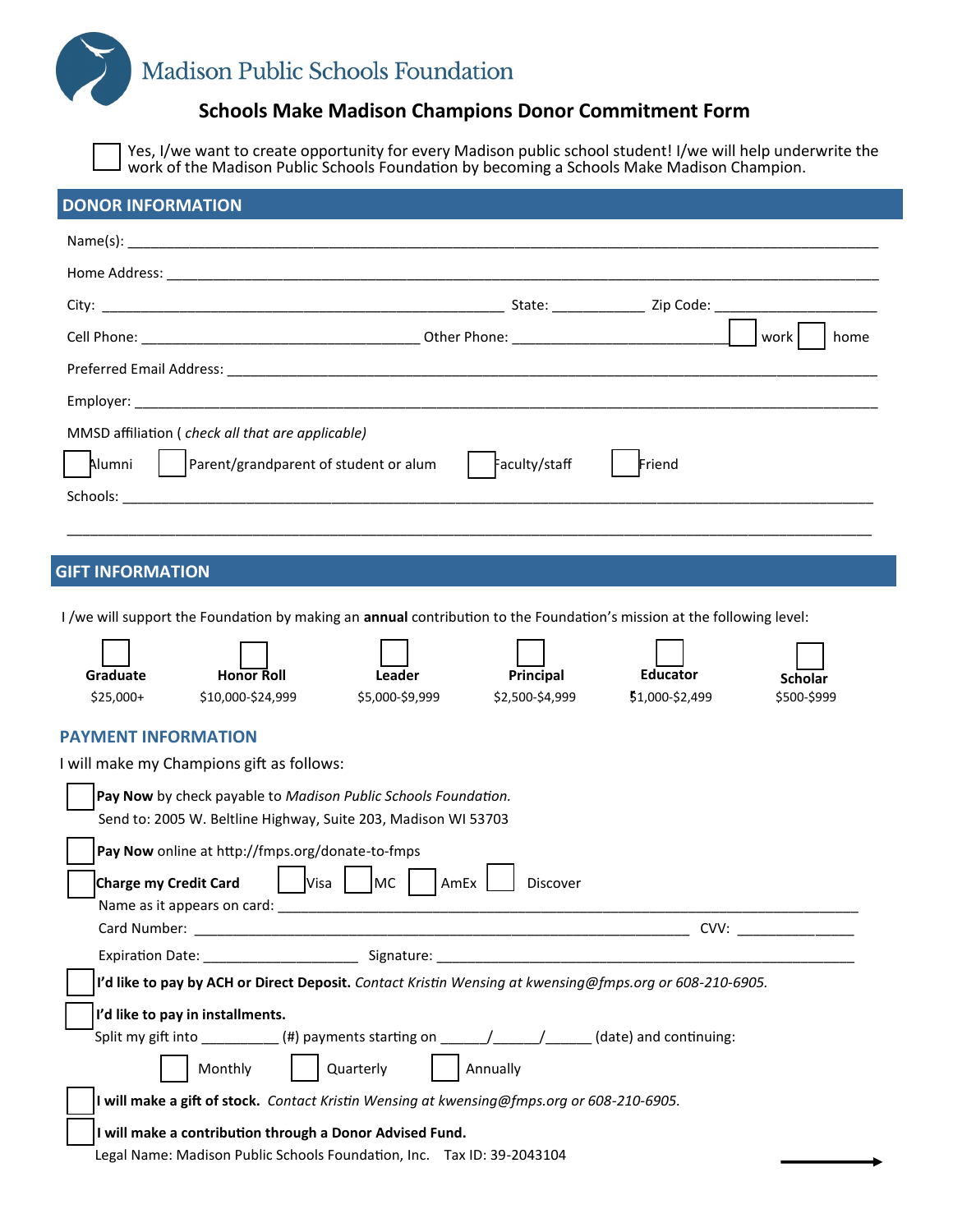# Madison Public Schools Foundation

## Schools Make Madison Champions Donor Commitment Form

☐ Yes, I/we want to create opportunity for every Madison public school student! I/we will help underwrite the work of the Madison Public Schools Foundation by becoming a Schools Make Madison Champion.

## DONOR INFORMATION

Name(s): ______________________________________________________________________________

Home Address: __________________________________________________________________________

City: _____________________________________________ State: ___________ Zip Code: __________________

Cell Phone: _________________________________ Other Phone: __________________________ ☐ work ☐ home

Preferred Email Address: __________________________________________________________________

Employer: ______________________________________________________________________________

MMSD affiliation ( *check all that are applicable)*

☐ Alumni ☐ Parent/grandparent of student or alum ☐ Faculty/staff ☐ Friend

Schools: _______________________________________________________________________________

_______________________________________________________________________________________

## GIFT INFORMATION

I /we will support the Foundation by making an **annual** contribution to the Foundation's mission at the following level:

| ☐ **Graduate** | ☐ **Honor Roll** | ☐ **Leader** | ☐ **Principal** | ☐ **Educator** | ☐ **Scholar** |
|---|---|---|---|---|---|
| $25,000+ | $10,000-$24,999 | $5,000-$9,999 | $2,500-$4,999 | $1,000-$2,499 | $500-$999 |

## PAYMENT INFORMATION

I will make my Champions gift as follows:

☐ **Pay Now** by check payable to *Madison Public Schools Foundation.*
Send to: 2005 W. Beltline Highway, Suite 203, Madison WI 53703

☐ **Pay Now** online at http://fmps.org/donate-to-fmps

☐ **Charge my Credit Card** ☐ Visa ☐ MC ☐ AmEx ☐ Discover

Name as it appears on card: ____________________________________________________________

Card Number: _______________________________________________________ CVV: _____________

Expiration Date: __________________ Signature: ______________________________________________

☐ **I'd like to pay by ACH or Direct Deposit.** *Contact Kristin Wensing at kwensing@fmps.org or 608-210-6905.*

☐ **I'd like to pay in installments.**

Split my gift into _________ (#) payments starting on _____/_____/_____ (date) and continuing:

☐ Monthly ☐ Quarterly ☐ Annually

☐ **I will make a gift of stock.** *Contact Kristin Wensing at kwensing@fmps.org or 608-210-6905.*

☐ **I will make a contribution through a Donor Advised Fund.**

Legal Name: Madison Public Schools Foundation, Inc. Tax ID: 39-2043104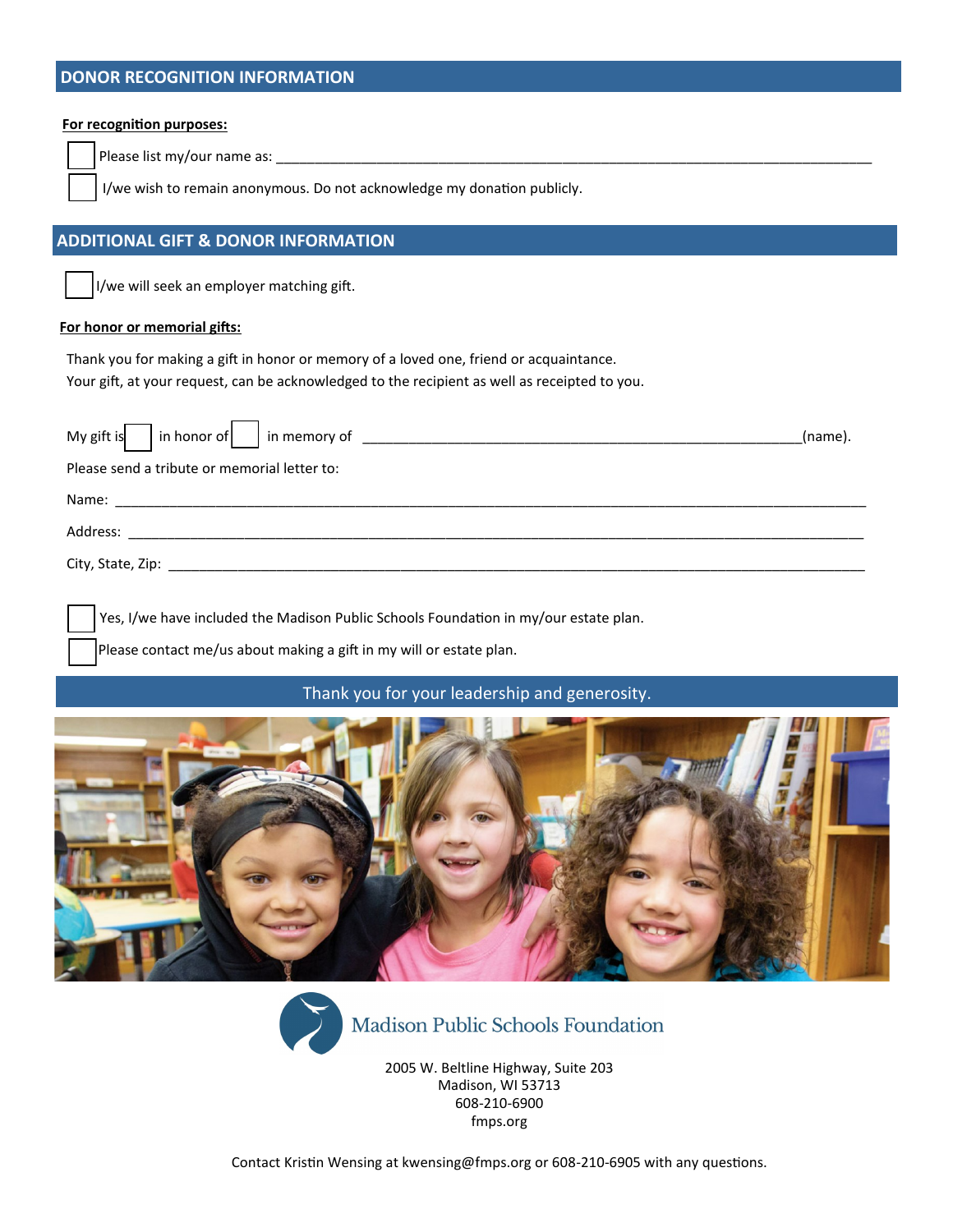## DONOR RECOGNITION INFORMATION

**For recognition purposes:**

☐ Please list my/our name as: ______________________________________________________________________________

☐ I/we wish to remain anonymous. Do not acknowledge my donation publicly.

## ADDITIONAL GIFT & DONOR INFORMATION

☐ I/we will seek an employer matching gift.

**For honor or memorial gifts:**

Thank you for making a gift in honor or memory of a loved one, friend or acquaintance.
Your gift, at your request, can be acknowledged to the recipient as well as receipted to you.

My gift is ☐ in honor of ☐ in memory of ____________________________________________________________(name).

Please send a tribute or memorial letter to:

Name: ____________________________________________________________________________________________

Address: __________________________________________________________________________________________

City, State, Zip: ____________________________________________________________________________________

☐ Yes, I/we have included the Madison Public Schools Foundation in my/our estate plan.

☐ Please contact me/us about making a gift in my will or estate plan.

Thank you for your leadership and generosity.

Madison Public Schools Foundation

2005 W. Beltline Highway, Suite 203
Madison, WI 53713
608-210-6900
fmps.org

Contact Kristin Wensing at kwensing@fmps.org or 608-210-6905 with any questions.